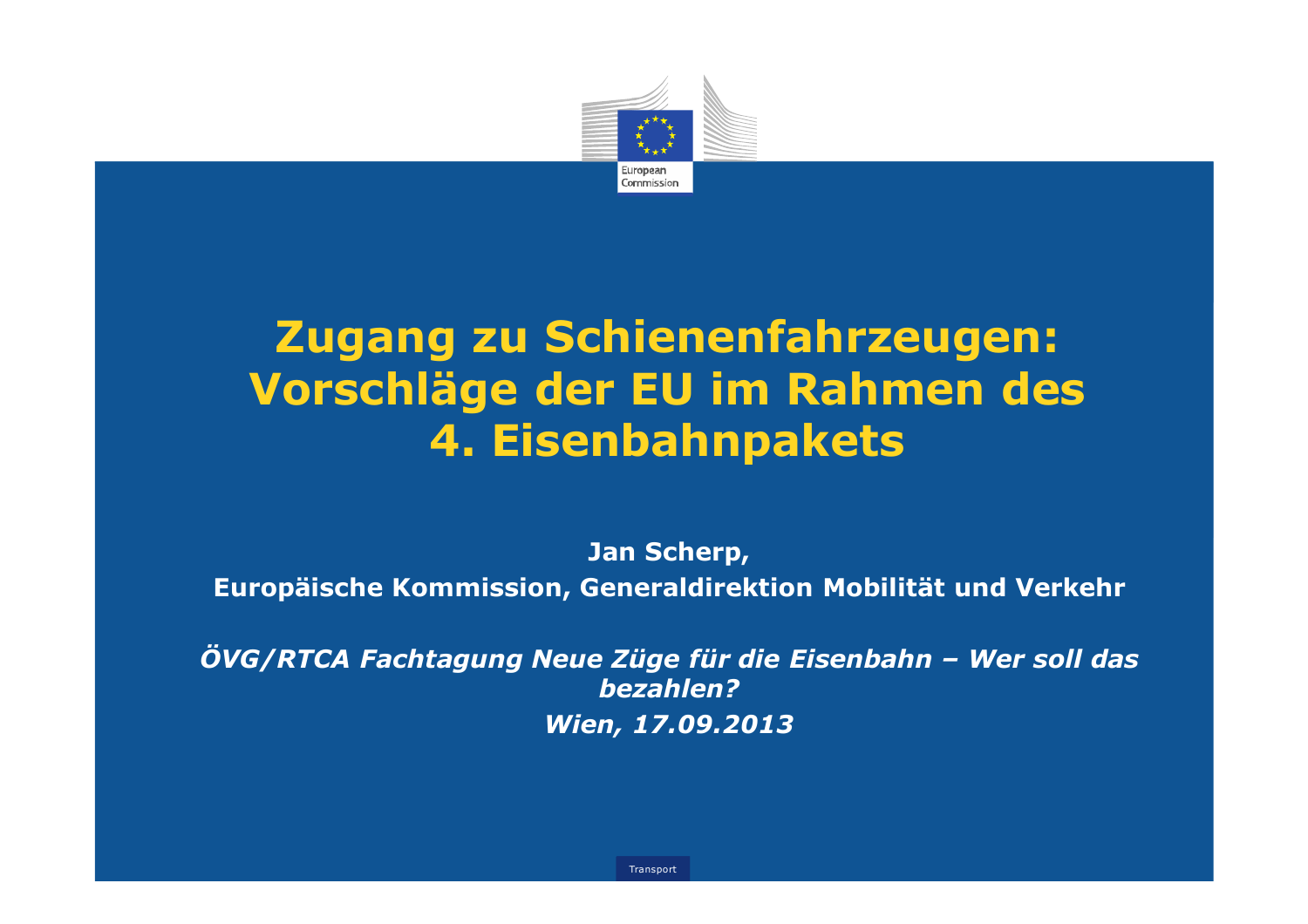# Zugang zu Schienenfahrzeugen: Vorschläge der EU im Rahmen des 4. Eisenbahnpakets

**Jan Scherp,**

**Europäische Kommission, Generaldirektion Mobilität und Verkehr**

***ÖVG/RTCA Fachtagung Neue Züge für die Eisenbahn – Wer soll das bezahlen?***

***Wien, 17.09.2013***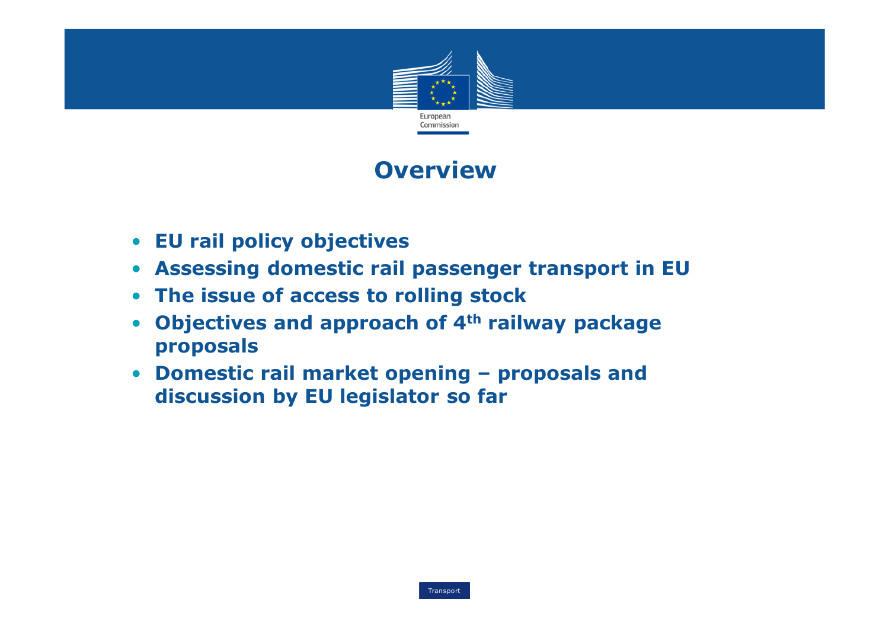# Overview

- **EU rail policy objectives**
- **Assessing domestic rail passenger transport in EU**
- **The issue of access to rolling stock**
- **Objectives and approach of 4th railway package proposals**
- **Domestic rail market opening – proposals and discussion by EU legislator so far**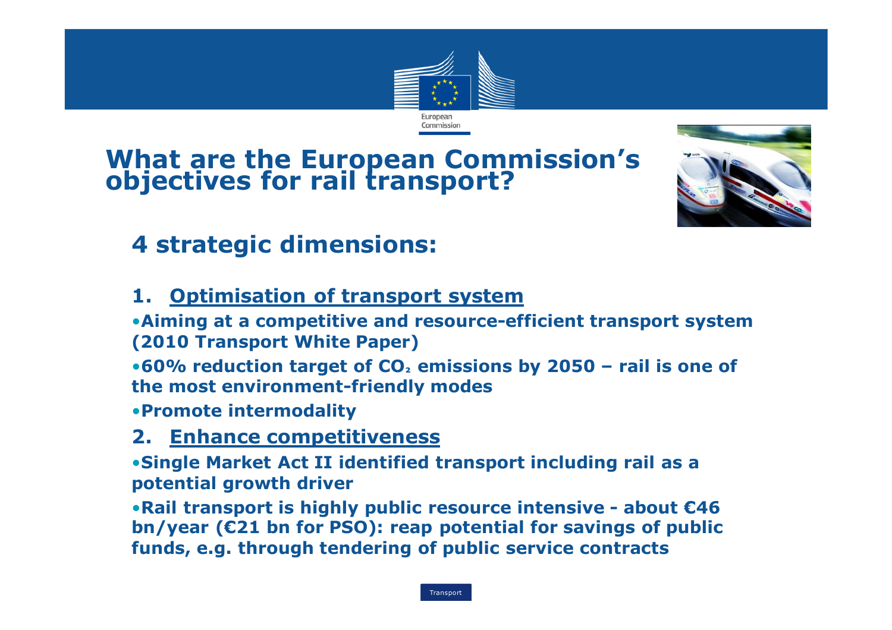# What are the European Commission's objectives for rail transport?

## 4 strategic dimensions:

### 1. Optimisation of transport system

- **Aiming at a competitive and resource-efficient transport system (2010 Transport White Paper)**
- **60% reduction target of $CO_2$ emissions by 2050 – rail is one of the most environment-friendly modes**
- **Promote intermodality**

### 2. Enhance competitiveness

- **Single Market Act II identified transport including rail as a potential growth driver**
- **Rail transport is highly public resource intensive - about €46 bn/year (€21 bn for PSO): reap potential for savings of public funds, e.g. through tendering of public service contracts**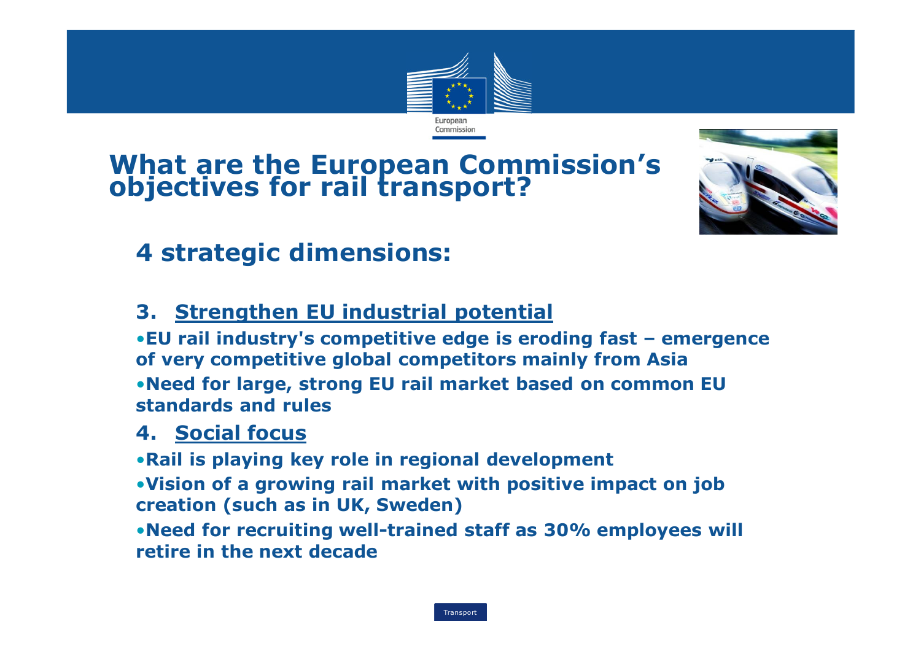# What are the European Commission's objectives for rail transport?

## 4 strategic dimensions:

### 3. Strengthen EU industrial potential

- **EU rail industry's competitive edge is eroding fast – emergence of very competitive global competitors mainly from Asia**
- **Need for large, strong EU rail market based on common EU standards and rules**

### 4. Social focus

- **Rail is playing key role in regional development**
- **Vision of a growing rail market with positive impact on job creation (such as in UK, Sweden)**
- **Need for recruiting well-trained staff as 30% employees will retire in the next decade**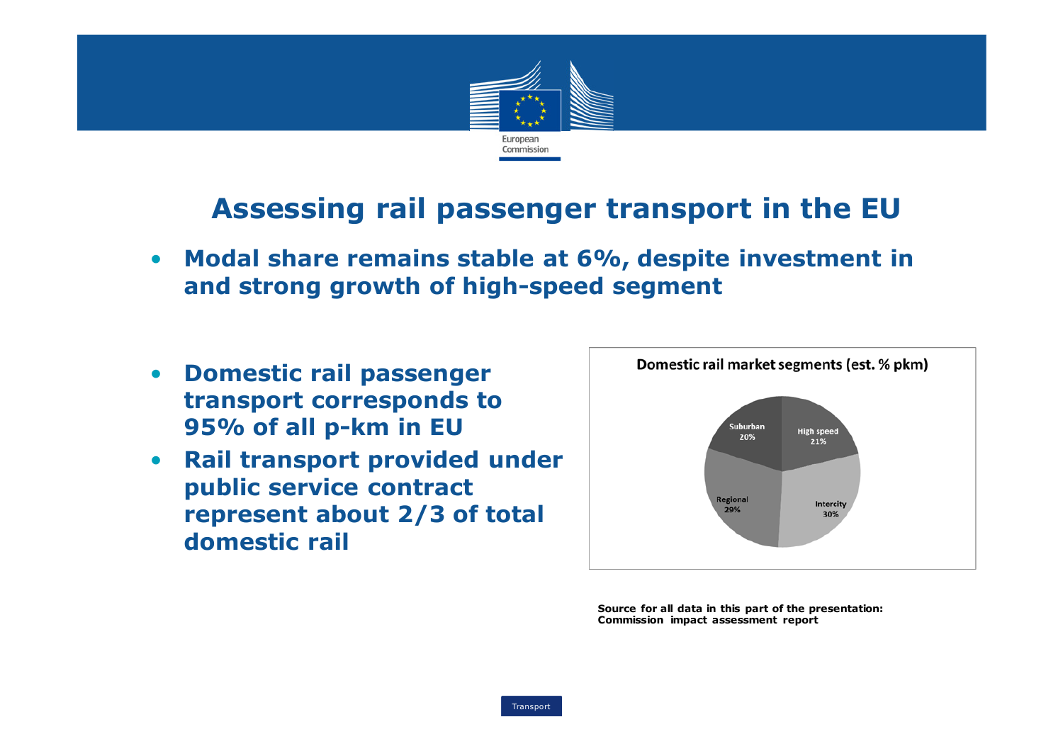# Assessing rail passenger transport in the EU

- **Modal share remains stable at 6%, despite investment in and strong growth of high-speed segment**

- **Domestic rail passenger transport corresponds to 95% of all p-km in EU**
- **Rail transport provided under public service contract represent about 2/3 of total domestic rail**

**Domestic rail market segments (est. % pkm)**

| Segment | Share |
| --- | --- |
| Suburban | 20% |
| High speed | 21% |
| Intercity | 30% |
| Regional | 29% |

**Source for all data in this part of the presentation: Commission impact assessment report**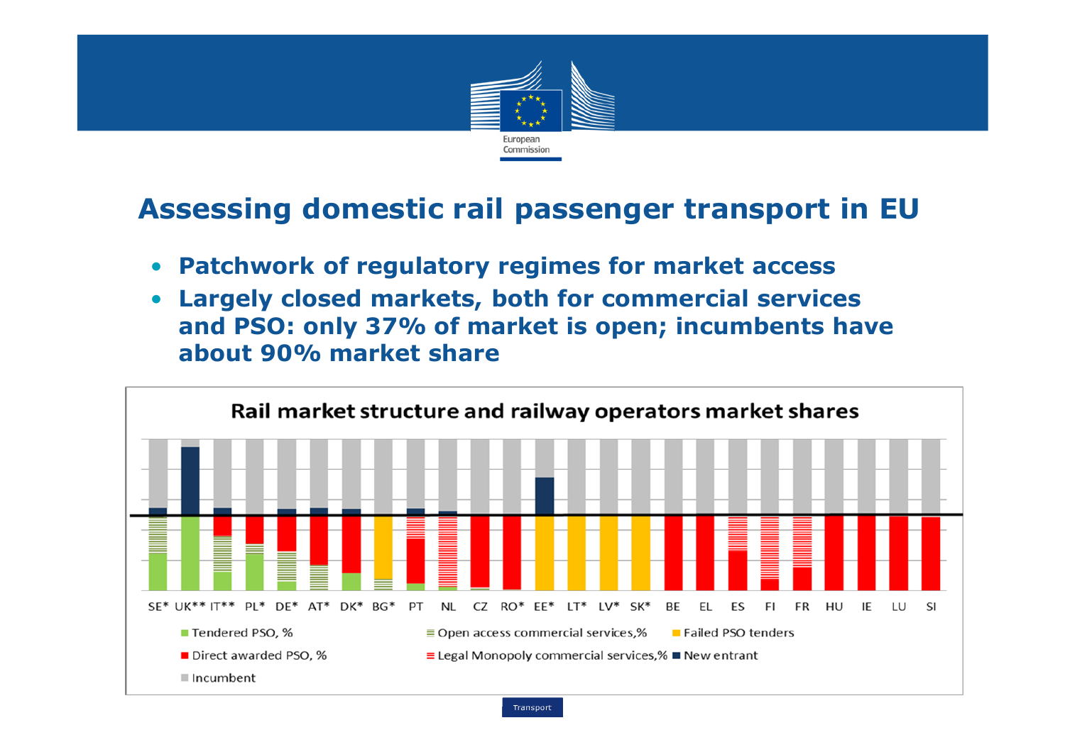# Assessing domestic rail passenger transport in EU

- **Patchwork of regulatory regimes for market access**
- **Largely closed markets, both for commercial services and PSO: only 37% of market is open; incumbents have about 90% market share**

**Rail market structure and railway operators market shares**

SE* UK** IT** PL* DE* AT* DK* BG* PT NL CZ RO* EE* LT* LV* SK* BE EL ES FI FR HU IE LU SI

- Tendered PSO, %
- Open access commercial services,%
- Failed PSO tenders
- Direct awarded PSO, %
- Legal Monopoly commercial services,%
- New entrant
- Incumbent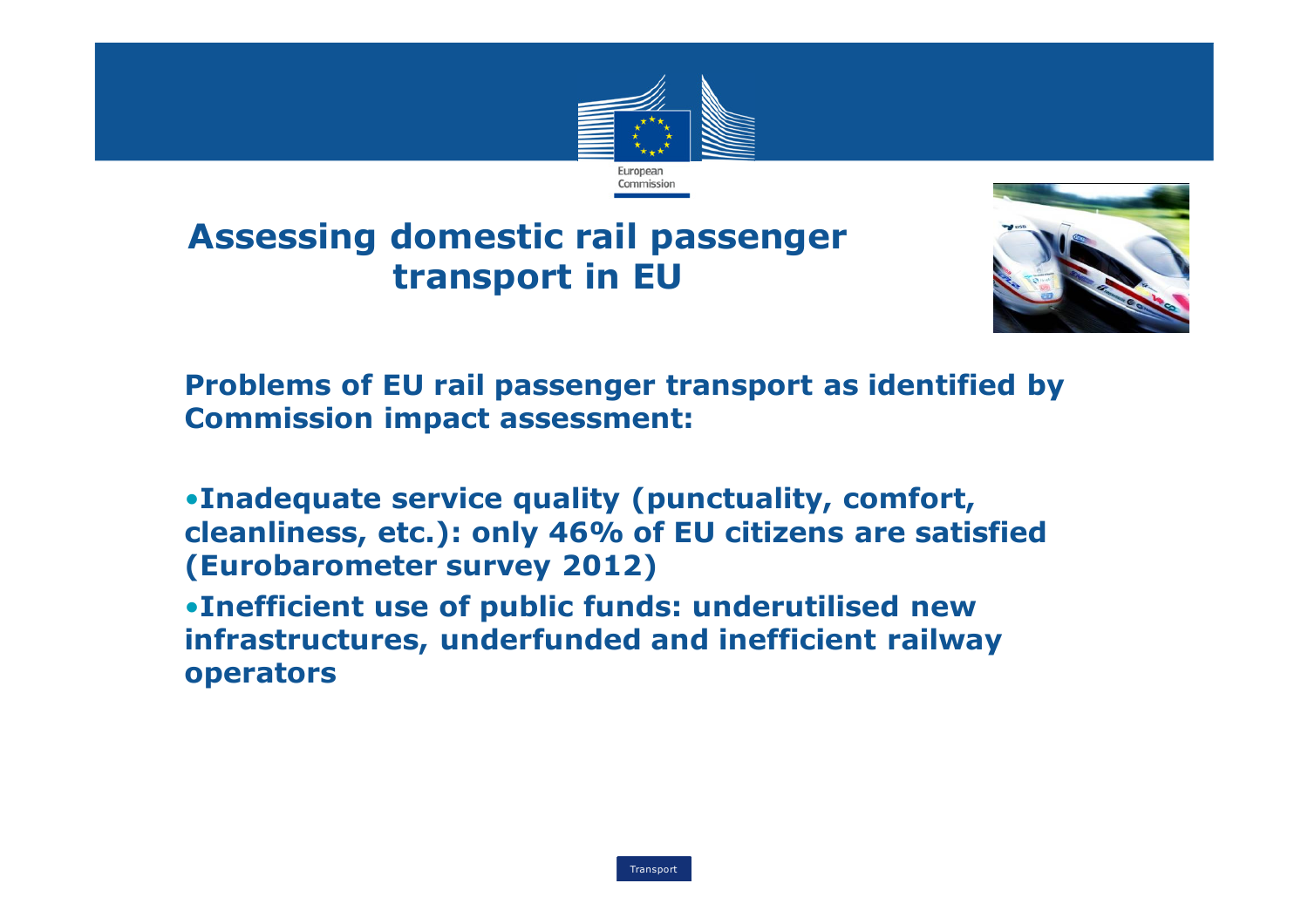# Assessing domestic rail passenger transport in EU

**Problems of EU rail passenger transport as identified by Commission impact assessment:**

- **Inadequate service quality (punctuality, comfort, cleanliness, etc.): only 46% of EU citizens are satisfied (Eurobarometer survey 2012)**
- **Inefficient use of public funds: underutilised new infrastructures, underfunded and inefficient railway operators**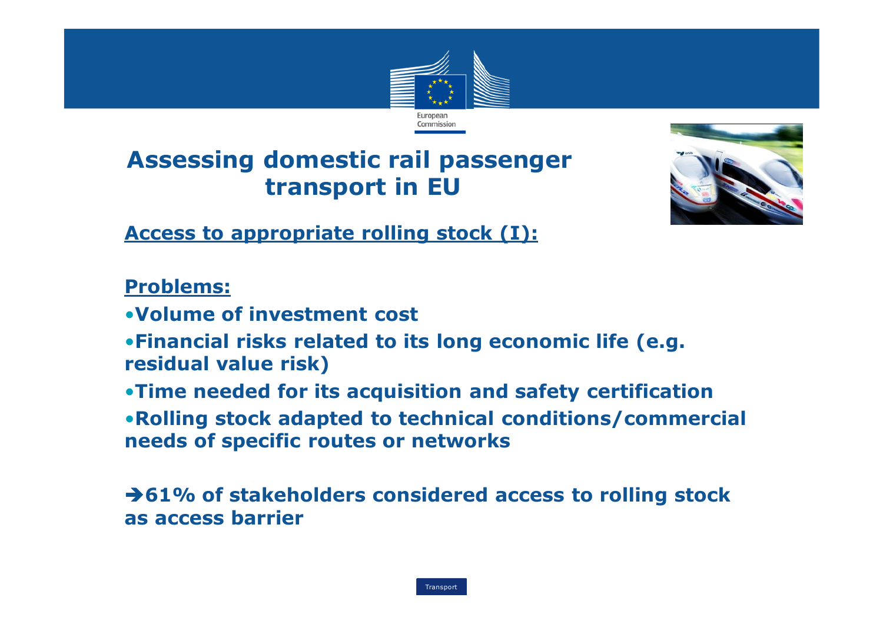# Assessing domestic rail passenger transport in EU

## Access to appropriate rolling stock (I):

**Problems:**

- **Volume of investment cost**
- **Financial risks related to its long economic life (e.g. residual value risk)**
- **Time needed for its acquisition and safety certification**
- **Rolling stock adapted to technical conditions/commercial needs of specific routes or networks**

**➔61% of stakeholders considered access to rolling stock as access barrier**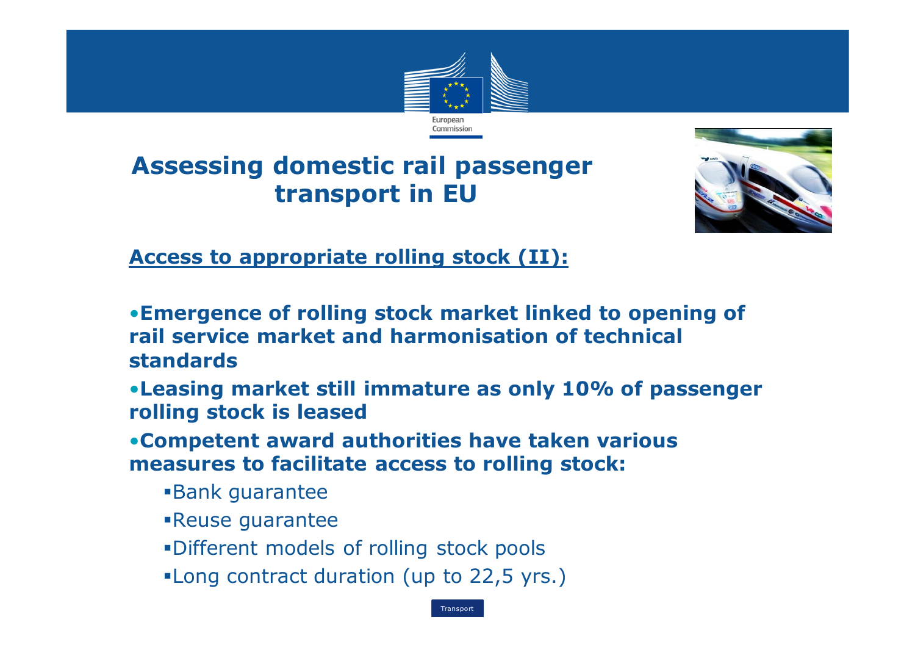# Assessing domestic rail passenger transport in EU

## Access to appropriate rolling stock (II):

- **Emergence of rolling stock market linked to opening of rail service market and harmonisation of technical standards**
- **Leasing market still immature as only 10% of passenger rolling stock is leased**
- **Competent award authorities have taken various measures to facilitate access to rolling stock:**
  - Bank guarantee
  - Reuse guarantee
  - Different models of rolling stock pools
  - Long contract duration (up to 22,5 yrs.)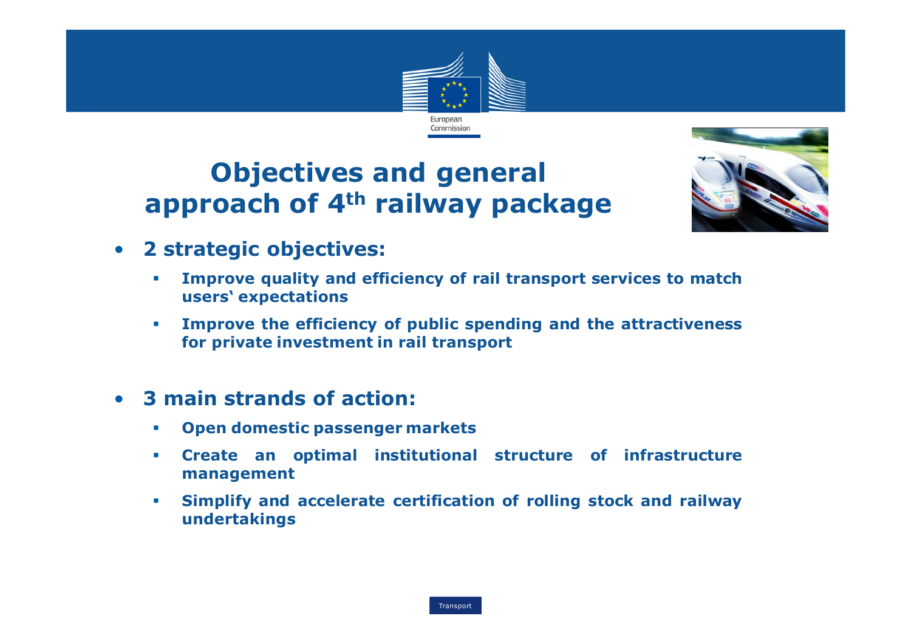# Objectives and general approach of 4th railway package

- **2 strategic objectives:**
  - **Improve quality and efficiency of rail transport services to match users' expectations**
  - **Improve the efficiency of public spending and the attractiveness for private investment in rail transport**

- **3 main strands of action:**
  - **Open domestic passenger markets**
  - **Create an optimal institutional structure of infrastructure management**
  - **Simplify and accelerate certification of rolling stock and railway undertakings**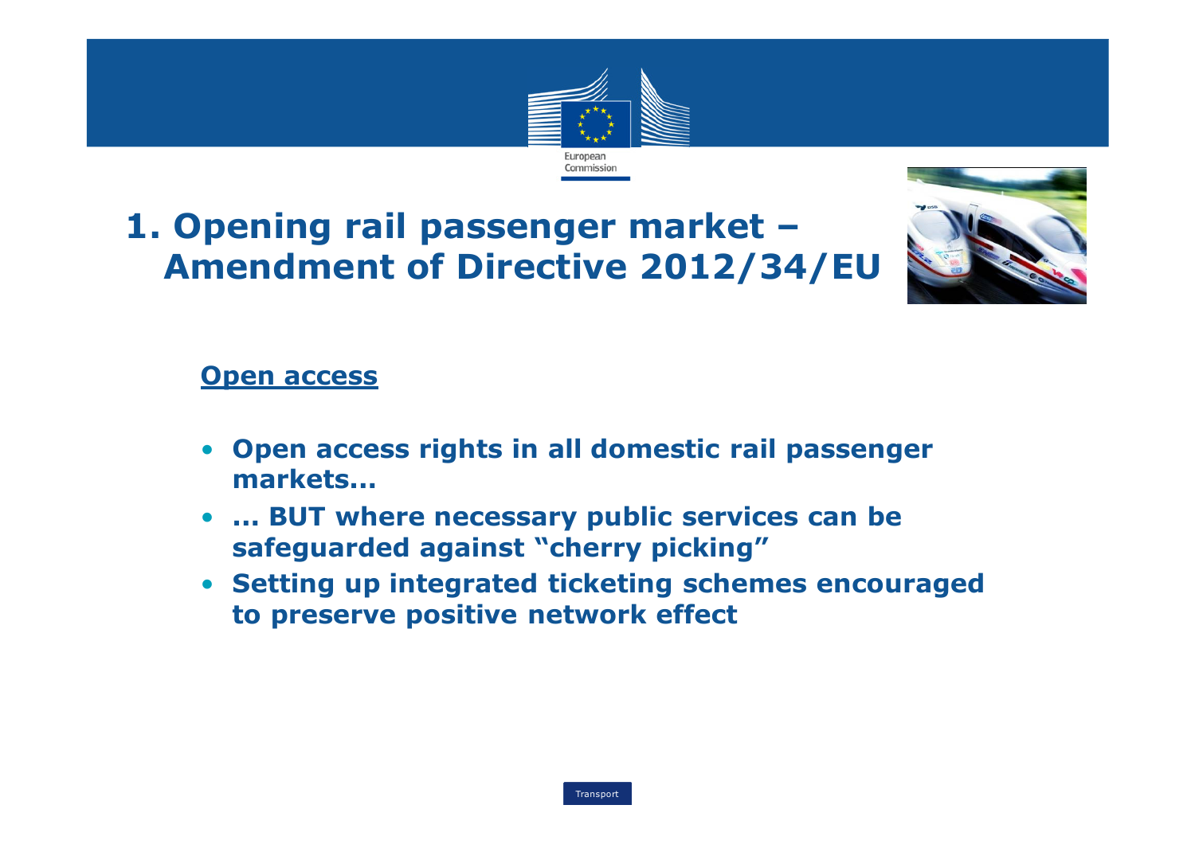# 1. Opening rail passenger market – Amendment of Directive 2012/34/EU

**Open access**

- **Open access rights in all domestic rail passenger markets…**
- **… BUT where necessary public services can be safeguarded against "cherry picking"**
- **Setting up integrated ticketing schemes encouraged to preserve positive network effect**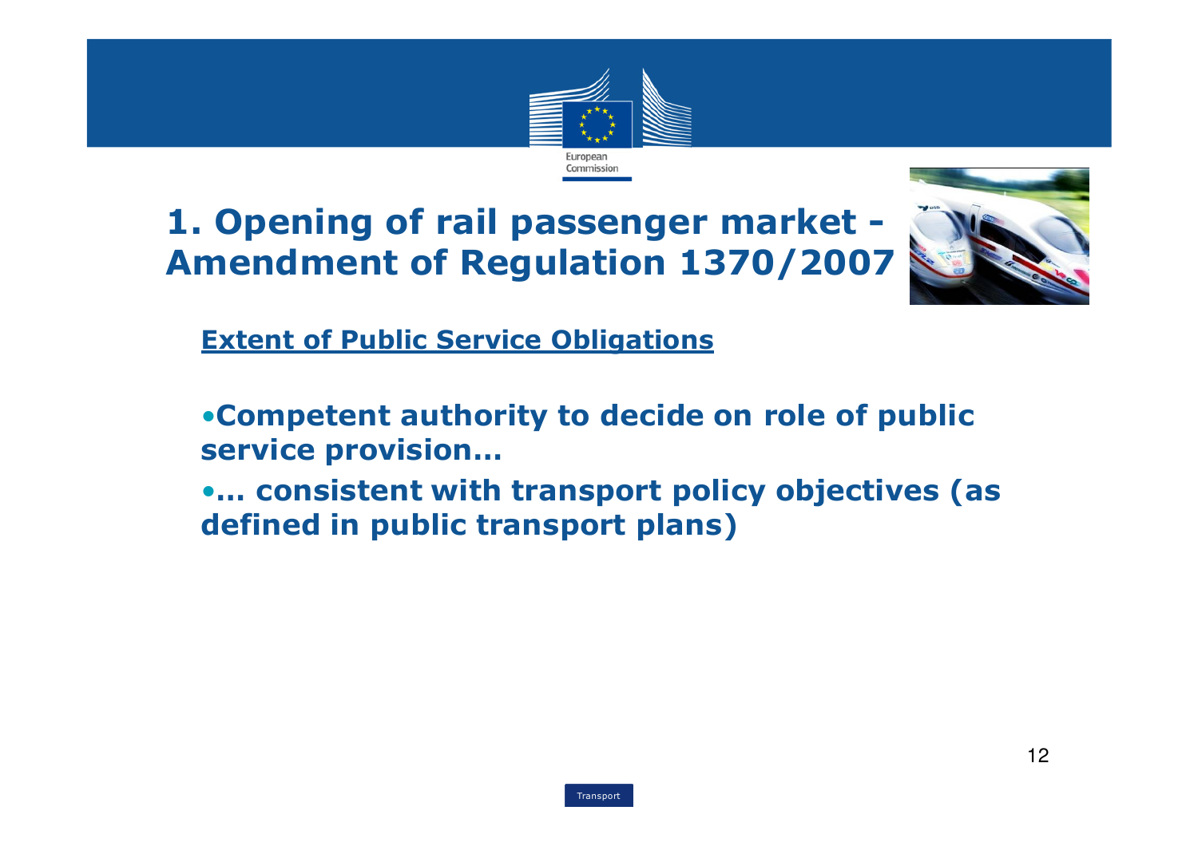# 1. Opening of rail passenger market - Amendment of Regulation 1370/2007

**Extent of Public Service Obligations**

- **Competent authority to decide on role of public service provision…**
- **… consistent with transport policy objectives (as defined in public transport plans)**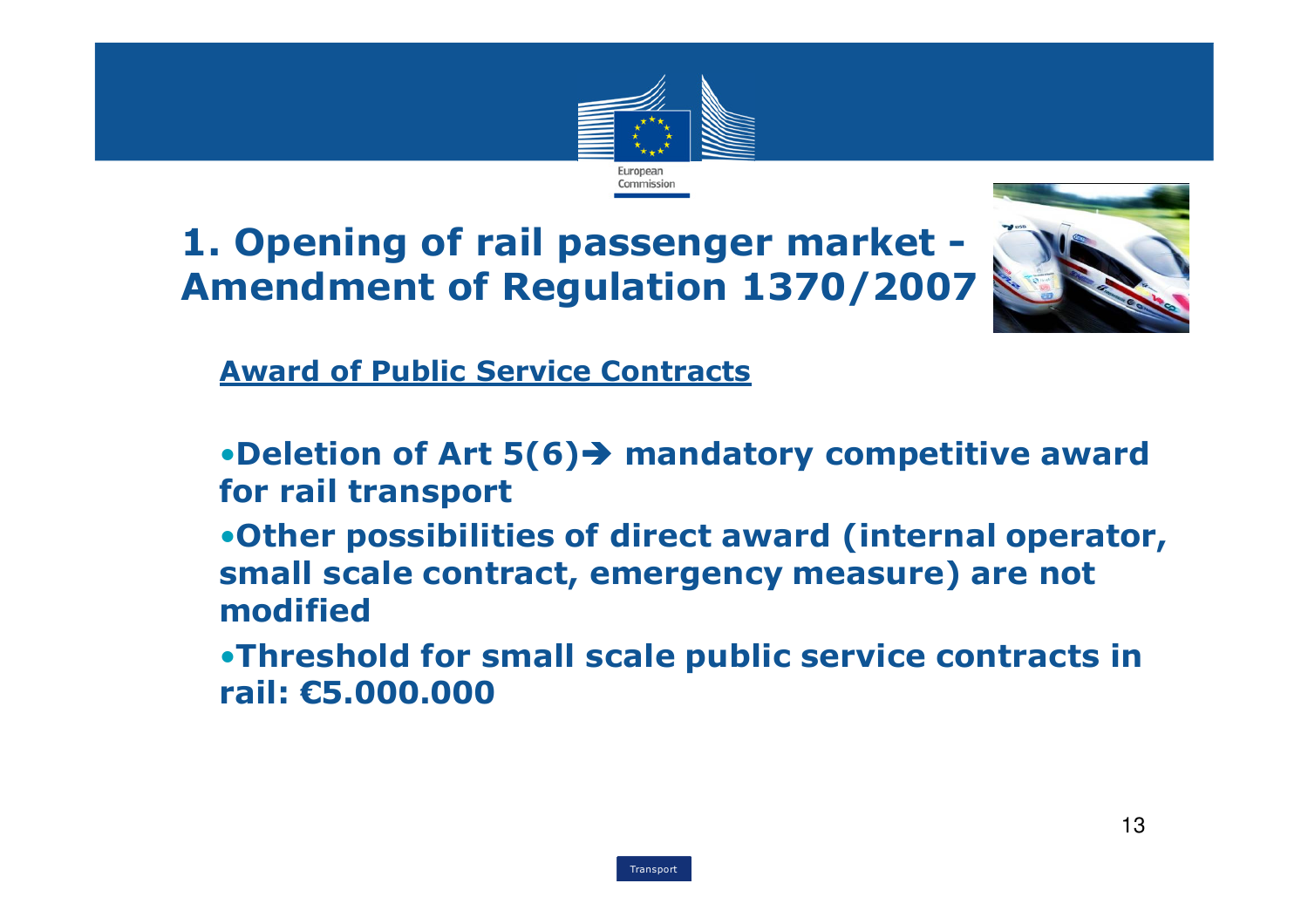# 1. Opening of rail passenger market - Amendment of Regulation 1370/2007

**Award of Public Service Contracts**

- **Deletion of Art 5(6)→ mandatory competitive award for rail transport**
- **Other possibilities of direct award (internal operator, small scale contract, emergency measure) are not modified**
- **Threshold for small scale public service contracts in rail: €5.000.000**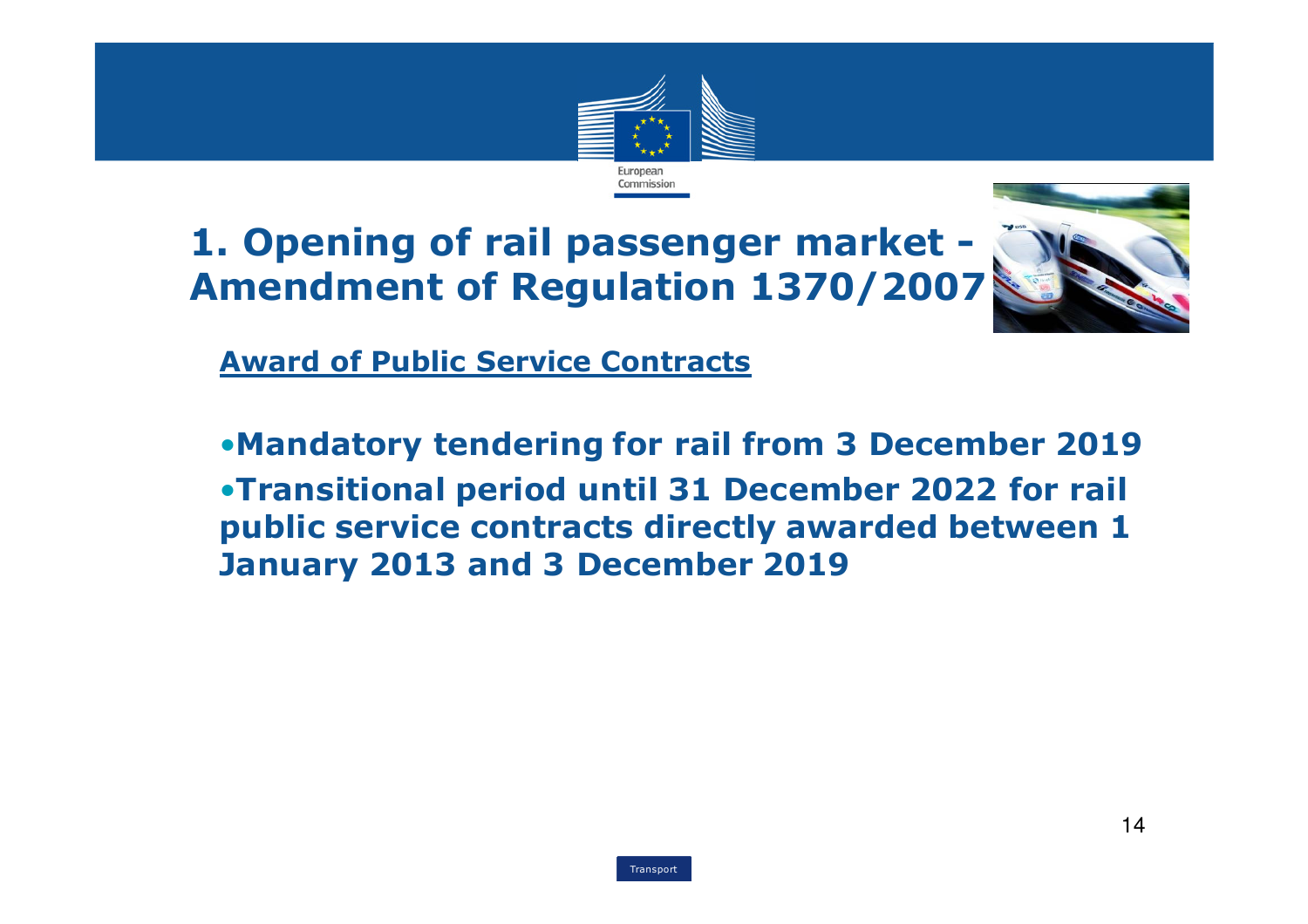# 1. Opening of rail passenger market - Amendment of Regulation 1370/2007

## Award of Public Service Contracts

- **Mandatory tendering for rail from 3 December 2019**
- **Transitional period until 31 December 2022 for rail public service contracts directly awarded between 1 January 2013 and 3 December 2019**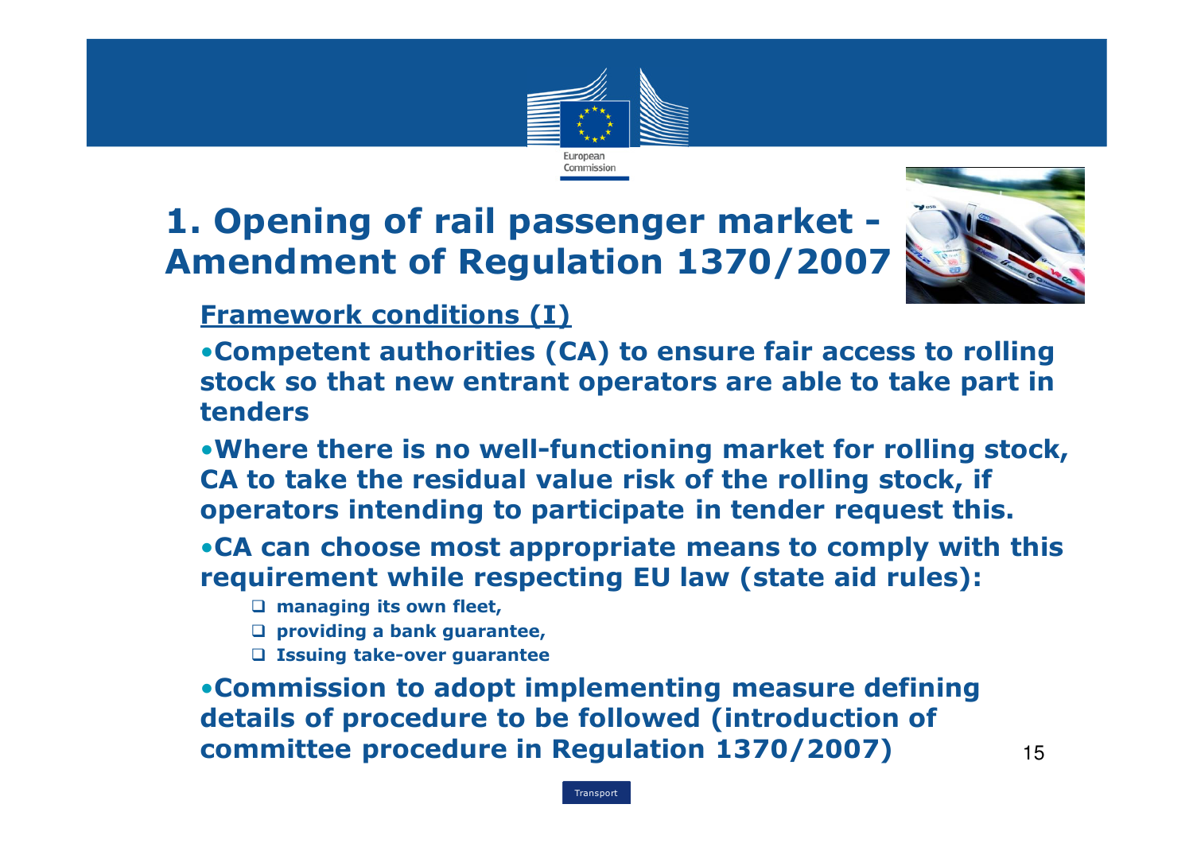# 1. Opening of rail passenger market - Amendment of Regulation 1370/2007

**Framework conditions (I)**

- **Competent authorities (CA) to ensure fair access to rolling stock so that new entrant operators are able to take part in tenders**
- **Where there is no well-functioning market for rolling stock, CA to take the residual value risk of the rolling stock, if operators intending to participate in tender request this.**
- **CA can choose most appropriate means to comply with this requirement while respecting EU law (state aid rules):**
  - **managing its own fleet,**
  - **providing a bank guarantee,**
  - **Issuing take-over guarantee**
- **Commission to adopt implementing measure defining details of procedure to be followed (introduction of committee procedure in Regulation 1370/2007)**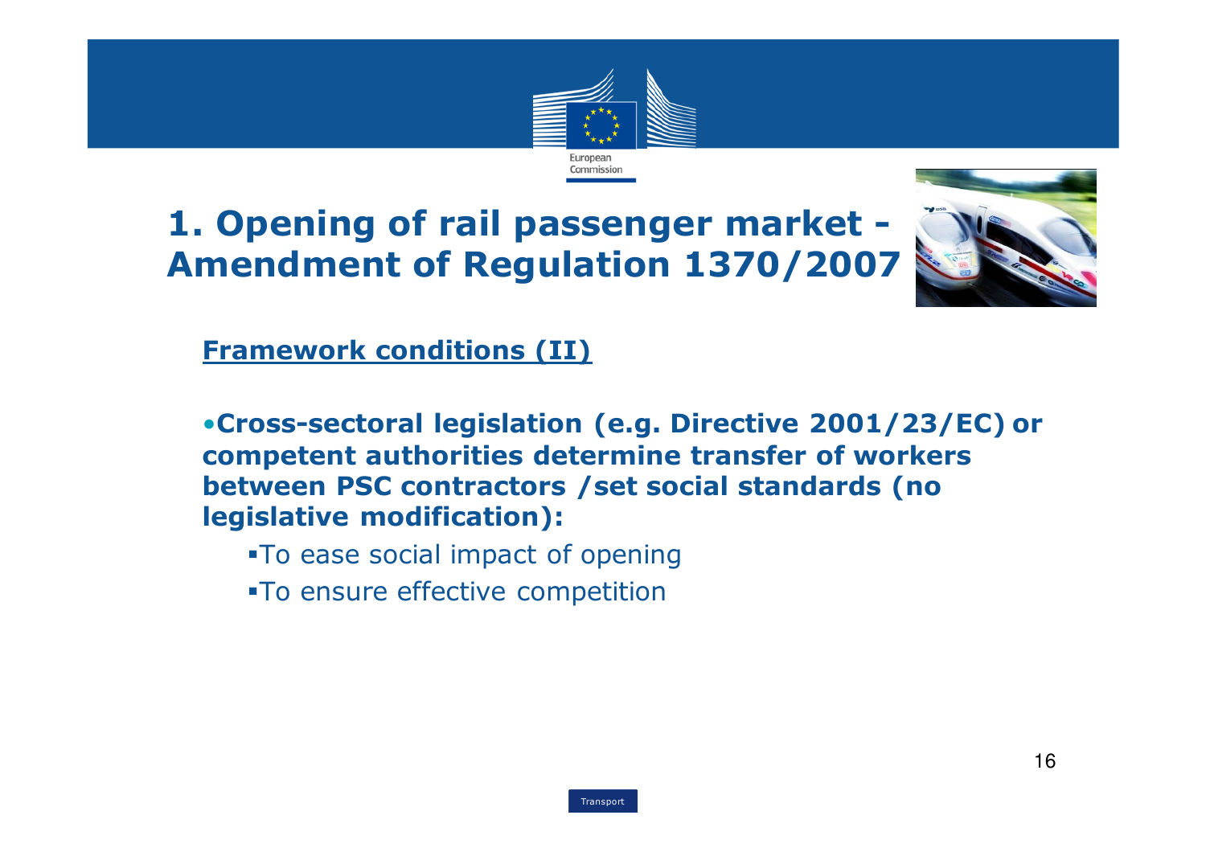# 1. Opening of rail passenger market - Amendment of Regulation 1370/2007

## Framework conditions (II)

- **Cross-sectoral legislation (e.g. Directive 2001/23/EC) or competent authorities determine transfer of workers between PSC contractors /set social standards (no legislative modification):**
  - To ease social impact of opening
  - To ensure effective competition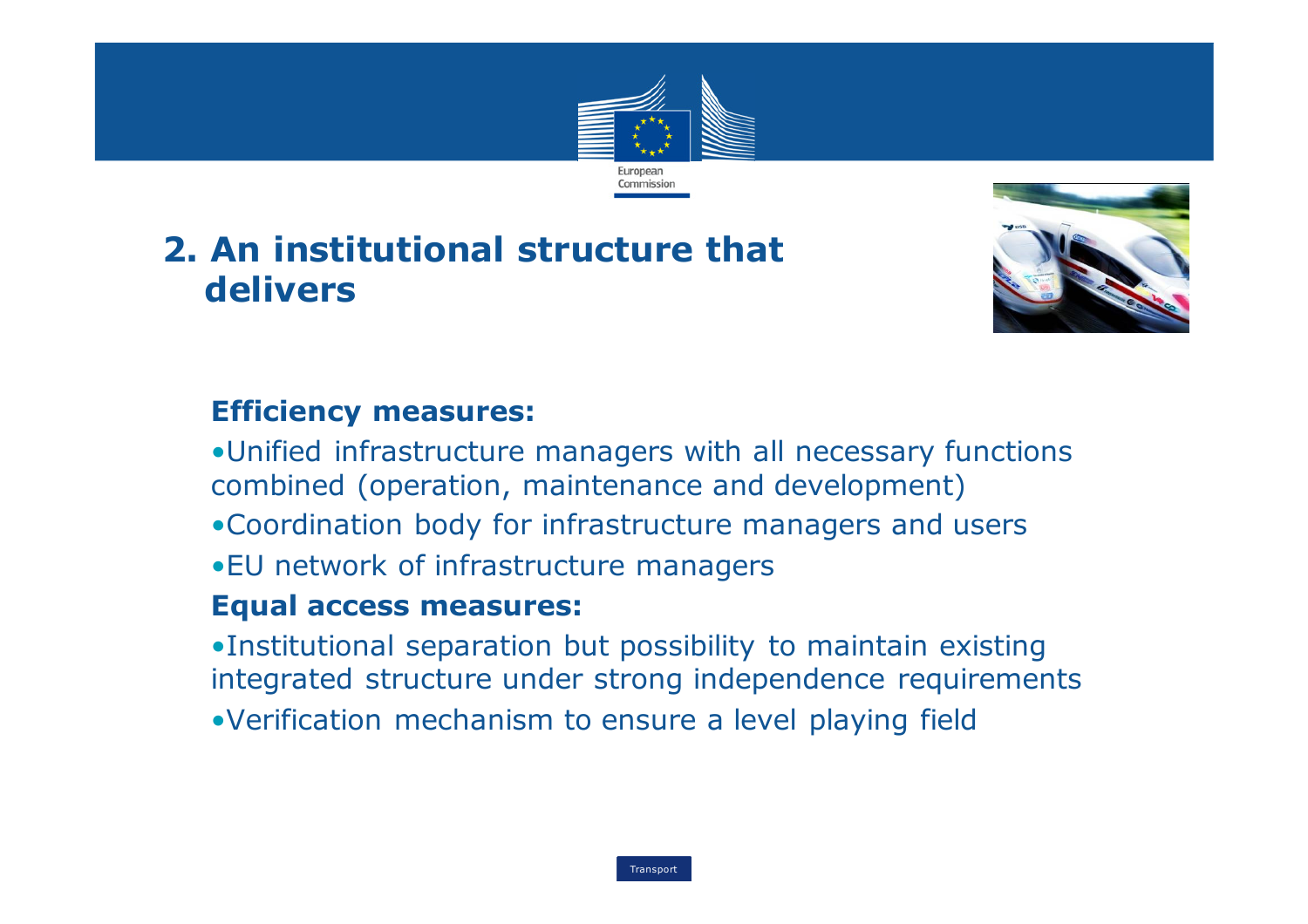# 2. An institutional structure that delivers

**Efficiency measures:**

- Unified infrastructure managers with all necessary functions combined (operation, maintenance and development)
- Coordination body for infrastructure managers and users
- EU network of infrastructure managers

**Equal access measures:**

- Institutional separation but possibility to maintain existing integrated structure under strong independence requirements
- Verification mechanism to ensure a level playing field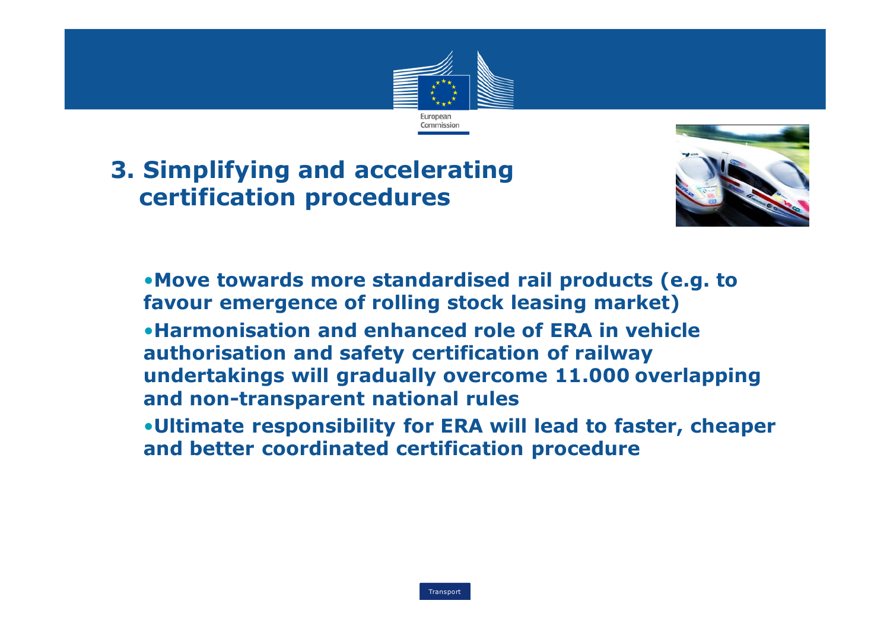## 3. Simplifying and accelerating certification procedures

- **Move towards more standardised rail products (e.g. to favour emergence of rolling stock leasing market)**
- **Harmonisation and enhanced role of ERA in vehicle authorisation and safety certification of railway undertakings will gradually overcome 11.000 overlapping and non-transparent national rules**
- **Ultimate responsibility for ERA will lead to faster, cheaper and better coordinated certification procedure**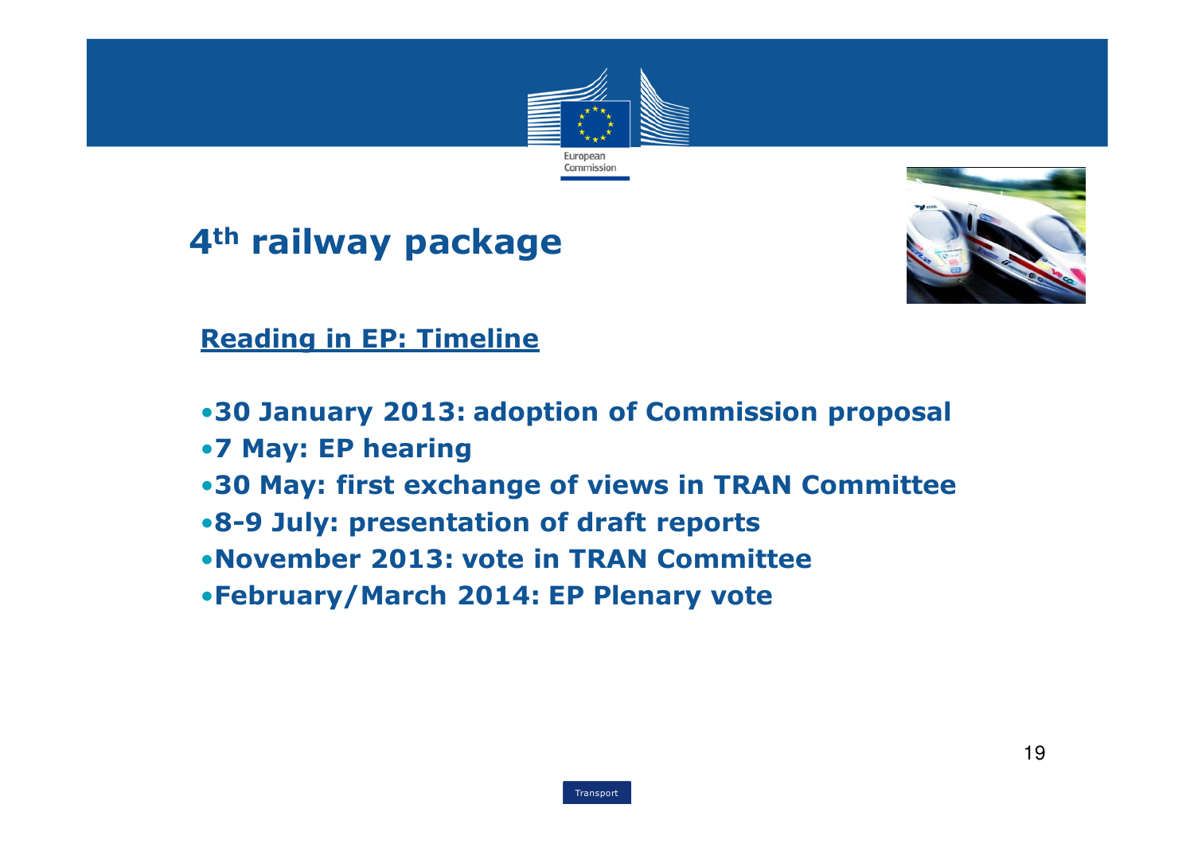# 4th railway package

## Reading in EP: Timeline

- **30 January 2013: adoption of Commission proposal**
- **7 May: EP hearing**
- **30 May: first exchange of views in TRAN Committee**
- **8-9 July: presentation of draft reports**
- **November 2013: vote in TRAN Committee**
- **February/March 2014: EP Plenary vote**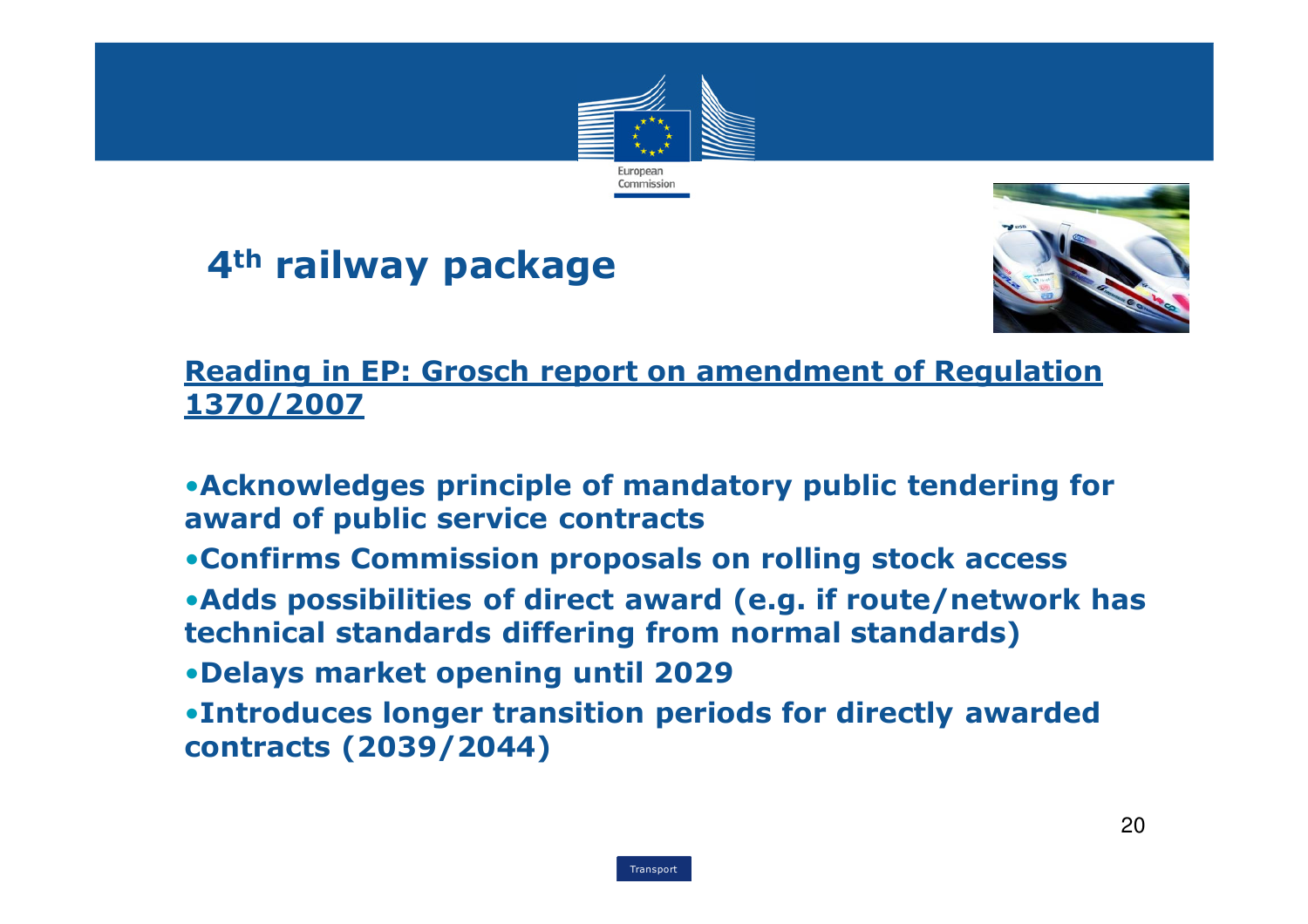# 4th railway package

**Reading in EP: Grosch report on amendment of Regulation 1370/2007**

- **Acknowledges principle of mandatory public tendering for award of public service contracts**
- **Confirms Commission proposals on rolling stock access**
- **Adds possibilities of direct award (e.g. if route/network has technical standards differing from normal standards)**
- **Delays market opening until 2029**
- **Introduces longer transition periods for directly awarded contracts (2039/2044)**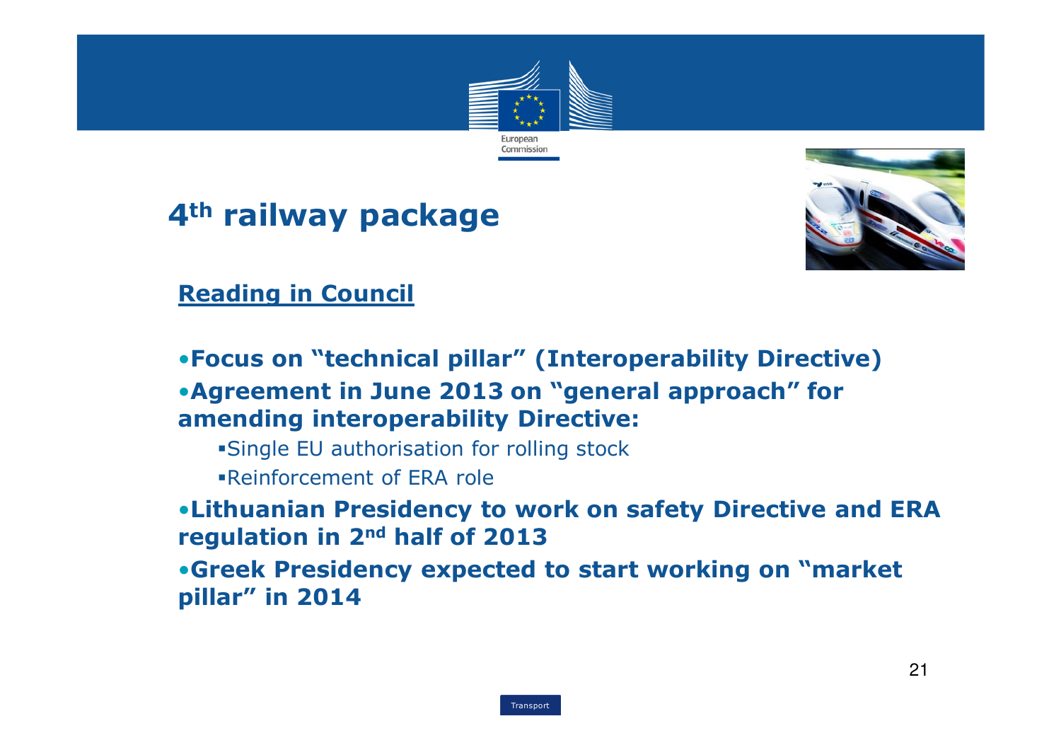# 4th railway package

## Reading in Council

- **Focus on "technical pillar" (Interoperability Directive)**
- **Agreement in June 2013 on "general approach" for amending interoperability Directive:**
  - Single EU authorisation for rolling stock
  - Reinforcement of ERA role
- **Lithuanian Presidency to work on safety Directive and ERA regulation in 2nd half of 2013**
- **Greek Presidency expected to start working on "market pillar" in 2014**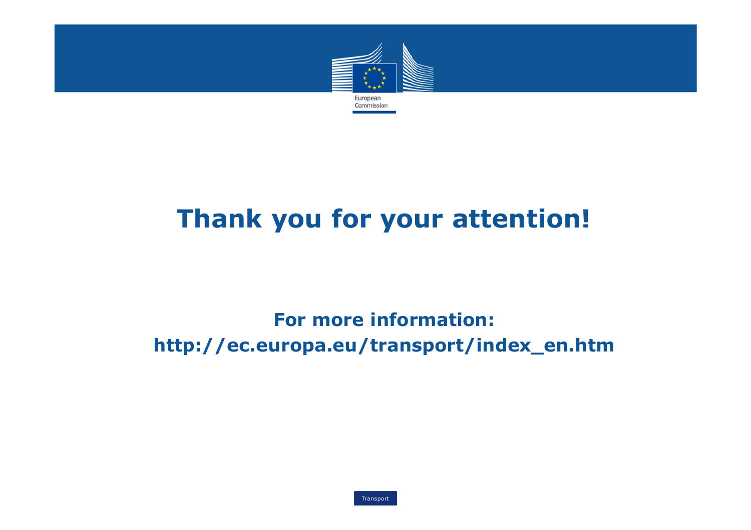# Thank you for your attention!

**For more information:**
**http://ec.europa.eu/transport/index_en.htm**